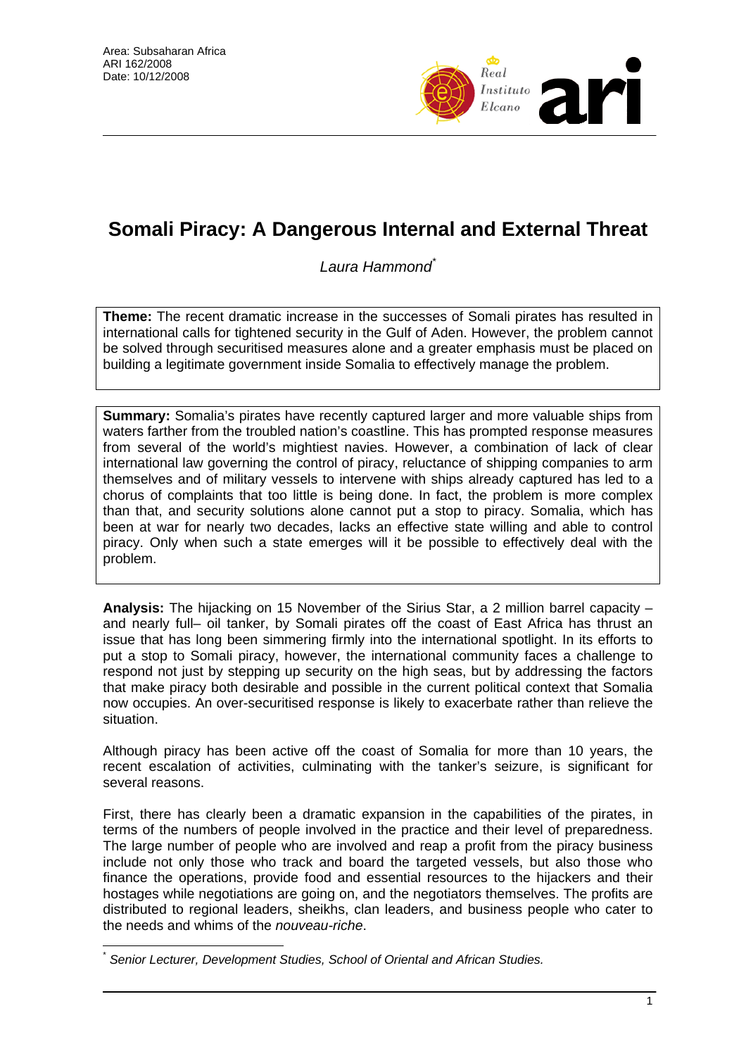Area: Subsaharan Africa
ARI 162/2008
Date: 10/12/2008

# Somali Piracy: A Dangerous Internal and External Threat

*Laura Hammond*[*]

**Theme:** The recent dramatic increase in the successes of Somali pirates has resulted in international calls for tightened security in the Gulf of Aden. However, the problem cannot be solved through securitised measures alone and a greater emphasis must be placed on building a legitimate government inside Somalia to effectively manage the problem.

**Summary:** Somalia's pirates have recently captured larger and more valuable ships from waters farther from the troubled nation's coastline. This has prompted response measures from several of the world's mightiest navies. However, a combination of lack of clear international law governing the control of piracy, reluctance of shipping companies to arm themselves and of military vessels to intervene with ships already captured has led to a chorus of complaints that too little is being done. In fact, the problem is more complex than that, and security solutions alone cannot put a stop to piracy. Somalia, which has been at war for nearly two decades, lacks an effective state willing and able to control piracy. Only when such a state emerges will it be possible to effectively deal with the problem.

**Analysis:** The hijacking on 15 November of the Sirius Star, a 2 million barrel capacity – and nearly full– oil tanker, by Somali pirates off the coast of East Africa has thrust an issue that has long been simmering firmly into the international spotlight. In its efforts to put a stop to Somali piracy, however, the international community faces a challenge to respond not just by stepping up security on the high seas, but by addressing the factors that make piracy both desirable and possible in the current political context that Somalia now occupies. An over-securitised response is likely to exacerbate rather than relieve the situation.

Although piracy has been active off the coast of Somalia for more than 10 years, the recent escalation of activities, culminating with the tanker's seizure, is significant for several reasons.

First, there has clearly been a dramatic expansion in the capabilities of the pirates, in terms of the numbers of people involved in the practice and their level of preparedness. The large number of people who are involved and reap a profit from the piracy business include not only those who track and board the targeted vessels, but also those who finance the operations, provide food and essential resources to the hijackers and their hostages while negotiations are going on, and the negotiators themselves. The profits are distributed to regional leaders, sheikhs, clan leaders, and business people who cater to the needs and whims of the *nouveau-riche*.

[*] *Senior Lecturer, Development Studies, School of Oriental and African Studies.*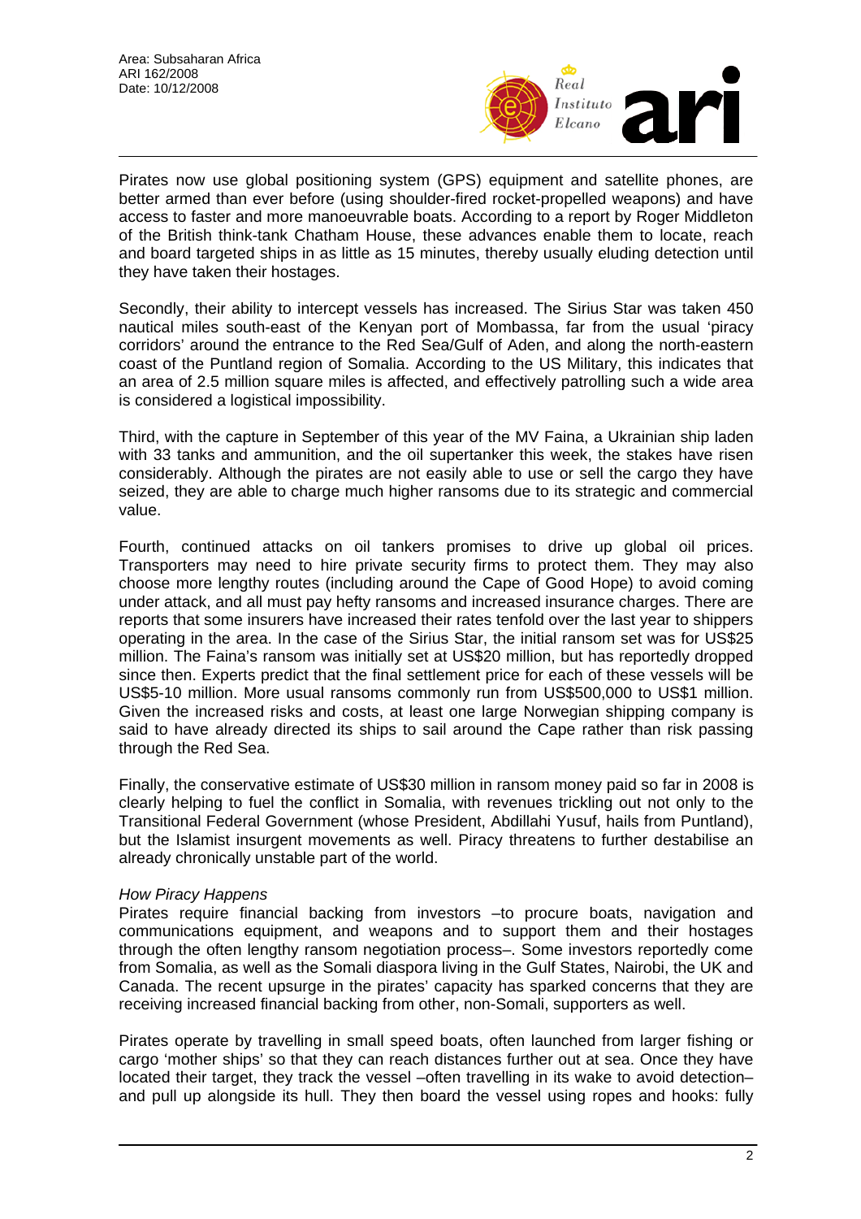Pirates now use global positioning system (GPS) equipment and satellite phones, are better armed than ever before (using shoulder-fired rocket-propelled weapons) and have access to faster and more manoeuvrable boats. According to a report by Roger Middleton of the British think-tank Chatham House, these advances enable them to locate, reach and board targeted ships in as little as 15 minutes, thereby usually eluding detection until they have taken their hostages.

Secondly, their ability to intercept vessels has increased. The Sirius Star was taken 450 nautical miles south-east of the Kenyan port of Mombassa, far from the usual 'piracy corridors' around the entrance to the Red Sea/Gulf of Aden, and along the north-eastern coast of the Puntland region of Somalia. According to the US Military, this indicates that an area of 2.5 million square miles is affected, and effectively patrolling such a wide area is considered a logistical impossibility.

Third, with the capture in September of this year of the MV Faina, a Ukrainian ship laden with 33 tanks and ammunition, and the oil supertanker this week, the stakes have risen considerably. Although the pirates are not easily able to use or sell the cargo they have seized, they are able to charge much higher ransoms due to its strategic and commercial value.

Fourth, continued attacks on oil tankers promises to drive up global oil prices. Transporters may need to hire private security firms to protect them. They may also choose more lengthy routes (including around the Cape of Good Hope) to avoid coming under attack, and all must pay hefty ransoms and increased insurance charges. There are reports that some insurers have increased their rates tenfold over the last year to shippers operating in the area. In the case of the Sirius Star, the initial ransom set was for US$25 million. The Faina's ransom was initially set at US$20 million, but has reportedly dropped since then. Experts predict that the final settlement price for each of these vessels will be US$5-10 million. More usual ransoms commonly run from US$500,000 to US$1 million. Given the increased risks and costs, at least one large Norwegian shipping company is said to have already directed its ships to sail around the Cape rather than risk passing through the Red Sea.

Finally, the conservative estimate of US$30 million in ransom money paid so far in 2008 is clearly helping to fuel the conflict in Somalia, with revenues trickling out not only to the Transitional Federal Government (whose President, Abdillahi Yusuf, hails from Puntland), but the Islamist insurgent movements as well. Piracy threatens to further destabilise an already chronically unstable part of the world.

*How Piracy Happens*

Pirates require financial backing from investors –to procure boats, navigation and communications equipment, and weapons and to support them and their hostages through the often lengthy ransom negotiation process–. Some investors reportedly come from Somalia, as well as the Somali diaspora living in the Gulf States, Nairobi, the UK and Canada. The recent upsurge in the pirates' capacity has sparked concerns that they are receiving increased financial backing from other, non-Somali, supporters as well.

Pirates operate by travelling in small speed boats, often launched from larger fishing or cargo 'mother ships' so that they can reach distances further out at sea. Once they have located their target, they track the vessel –often travelling in its wake to avoid detection– and pull up alongside its hull. They then board the vessel using ropes and hooks: fully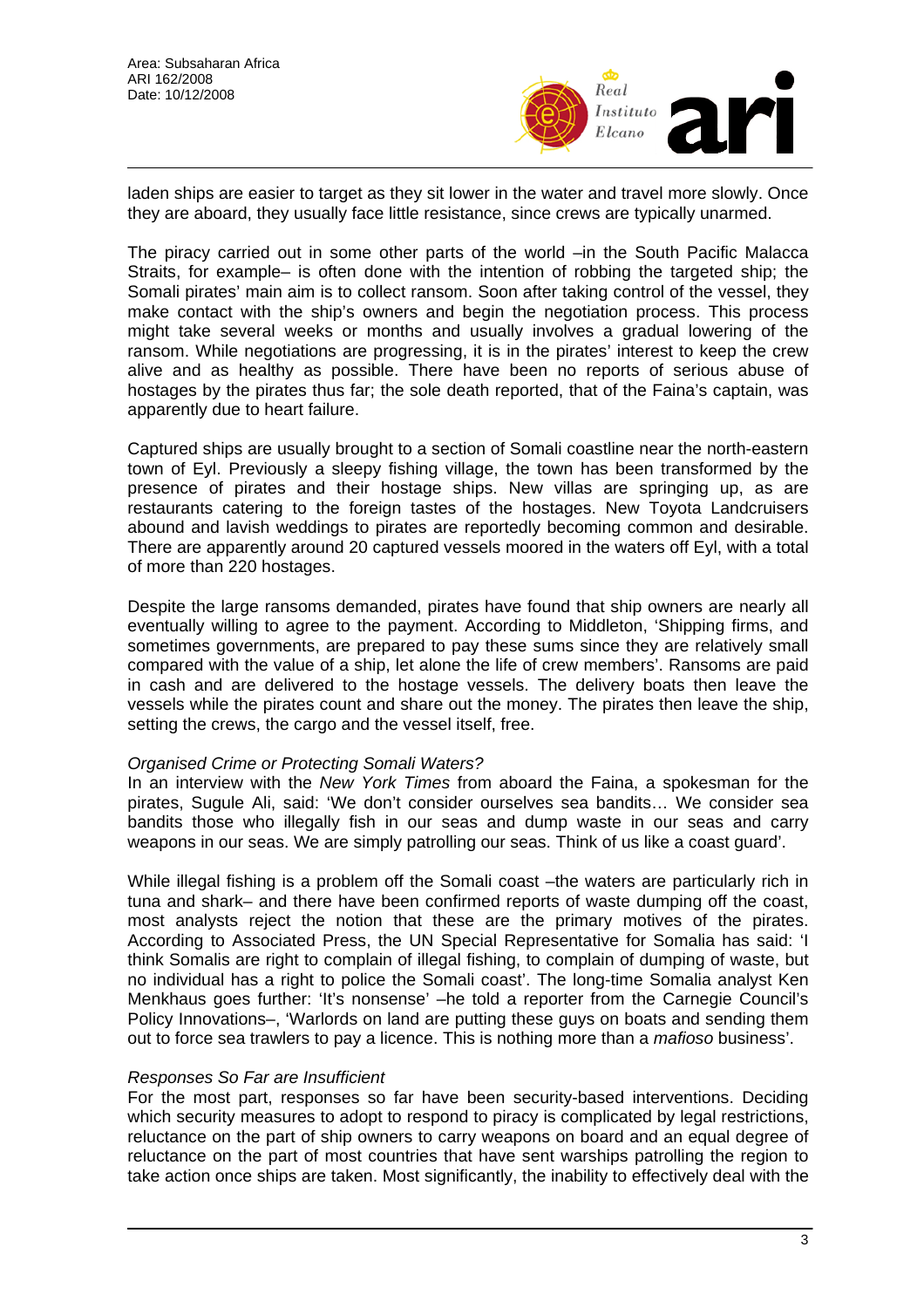laden ships are easier to target as they sit lower in the water and travel more slowly. Once they are aboard, they usually face little resistance, since crews are typically unarmed.

The piracy carried out in some other parts of the world –in the South Pacific Malacca Straits, for example– is often done with the intention of robbing the targeted ship; the Somali pirates' main aim is to collect ransom. Soon after taking control of the vessel, they make contact with the ship's owners and begin the negotiation process. This process might take several weeks or months and usually involves a gradual lowering of the ransom. While negotiations are progressing, it is in the pirates' interest to keep the crew alive and as healthy as possible. There have been no reports of serious abuse of hostages by the pirates thus far; the sole death reported, that of the Faina's captain, was apparently due to heart failure.

Captured ships are usually brought to a section of Somali coastline near the north-eastern town of Eyl. Previously a sleepy fishing village, the town has been transformed by the presence of pirates and their hostage ships. New villas are springing up, as are restaurants catering to the foreign tastes of the hostages. New Toyota Landcruisers abound and lavish weddings to pirates are reportedly becoming common and desirable. There are apparently around 20 captured vessels moored in the waters off Eyl, with a total of more than 220 hostages.

Despite the large ransoms demanded, pirates have found that ship owners are nearly all eventually willing to agree to the payment. According to Middleton, 'Shipping firms, and sometimes governments, are prepared to pay these sums since they are relatively small compared with the value of a ship, let alone the life of crew members'. Ransoms are paid in cash and are delivered to the hostage vessels. The delivery boats then leave the vessels while the pirates count and share out the money. The pirates then leave the ship, setting the crews, the cargo and the vessel itself, free.

*Organised Crime or Protecting Somali Waters?*

In an interview with the *New York Times* from aboard the Faina, a spokesman for the pirates, Sugule Ali, said: 'We don't consider ourselves sea bandits… We consider sea bandits those who illegally fish in our seas and dump waste in our seas and carry weapons in our seas. We are simply patrolling our seas. Think of us like a coast guard'.

While illegal fishing is a problem off the Somali coast –the waters are particularly rich in tuna and shark– and there have been confirmed reports of waste dumping off the coast, most analysts reject the notion that these are the primary motives of the pirates. According to Associated Press, the UN Special Representative for Somalia has said: 'I think Somalis are right to complain of illegal fishing, to complain of dumping of waste, but no individual has a right to police the Somali coast'. The long-time Somalia analyst Ken Menkhaus goes further: 'It's nonsense' –he told a reporter from the Carnegie Council's Policy Innovations–, 'Warlords on land are putting these guys on boats and sending them out to force sea trawlers to pay a licence. This is nothing more than a *mafioso* business'.

*Responses So Far are Insufficient*

For the most part, responses so far have been security-based interventions. Deciding which security measures to adopt to respond to piracy is complicated by legal restrictions, reluctance on the part of ship owners to carry weapons on board and an equal degree of reluctance on the part of most countries that have sent warships patrolling the region to take action once ships are taken. Most significantly, the inability to effectively deal with the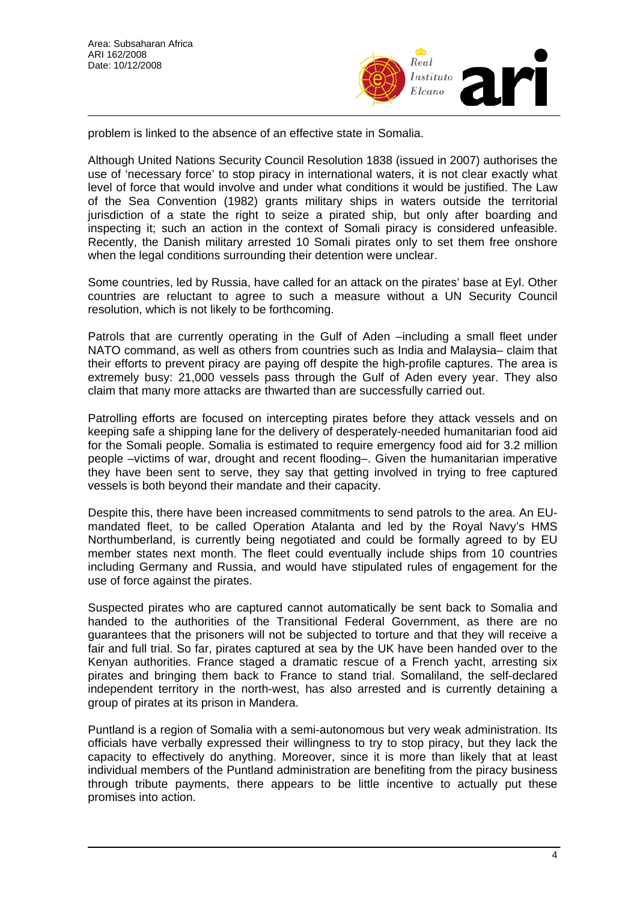problem is linked to the absence of an effective state in Somalia.

Although United Nations Security Council Resolution 1838 (issued in 2007) authorises the use of 'necessary force' to stop piracy in international waters, it is not clear exactly what level of force that would involve and under what conditions it would be justified. The Law of the Sea Convention (1982) grants military ships in waters outside the territorial jurisdiction of a state the right to seize a pirated ship, but only after boarding and inspecting it; such an action in the context of Somali piracy is considered unfeasible. Recently, the Danish military arrested 10 Somali pirates only to set them free onshore when the legal conditions surrounding their detention were unclear.

Some countries, led by Russia, have called for an attack on the pirates' base at Eyl. Other countries are reluctant to agree to such a measure without a UN Security Council resolution, which is not likely to be forthcoming.

Patrols that are currently operating in the Gulf of Aden –including a small fleet under NATO command, as well as others from countries such as India and Malaysia– claim that their efforts to prevent piracy are paying off despite the high-profile captures. The area is extremely busy: 21,000 vessels pass through the Gulf of Aden every year. They also claim that many more attacks are thwarted than are successfully carried out.

Patrolling efforts are focused on intercepting pirates before they attack vessels and on keeping safe a shipping lane for the delivery of desperately-needed humanitarian food aid for the Somali people. Somalia is estimated to require emergency food aid for 3.2 million people –victims of war, drought and recent flooding–. Given the humanitarian imperative they have been sent to serve, they say that getting involved in trying to free captured vessels is both beyond their mandate and their capacity.

Despite this, there have been increased commitments to send patrols to the area. An EU-mandated fleet, to be called Operation Atalanta and led by the Royal Navy's HMS Northumberland, is currently being negotiated and could be formally agreed to by EU member states next month. The fleet could eventually include ships from 10 countries including Germany and Russia, and would have stipulated rules of engagement for the use of force against the pirates.

Suspected pirates who are captured cannot automatically be sent back to Somalia and handed to the authorities of the Transitional Federal Government, as there are no guarantees that the prisoners will not be subjected to torture and that they will receive a fair and full trial. So far, pirates captured at sea by the UK have been handed over to the Kenyan authorities. France staged a dramatic rescue of a French yacht, arresting six pirates and bringing them back to France to stand trial. Somaliland, the self-declared independent territory in the north-west, has also arrested and is currently detaining a group of pirates at its prison in Mandera.

Puntland is a region of Somalia with a semi-autonomous but very weak administration. Its officials have verbally expressed their willingness to try to stop piracy, but they lack the capacity to effectively do anything. Moreover, since it is more than likely that at least individual members of the Puntland administration are benefiting from the piracy business through tribute payments, there appears to be little incentive to actually put these promises into action.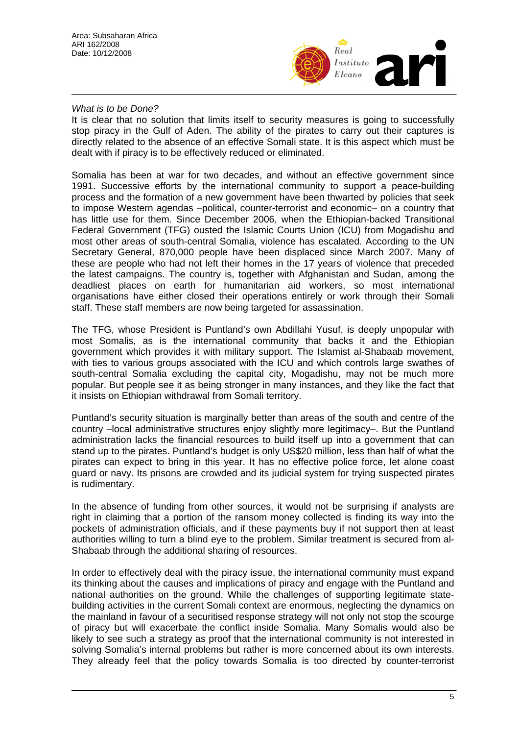*What is to be Done?*

It is clear that no solution that limits itself to security measures is going to successfully stop piracy in the Gulf of Aden. The ability of the pirates to carry out their captures is directly related to the absence of an effective Somali state. It is this aspect which must be dealt with if piracy is to be effectively reduced or eliminated.

Somalia has been at war for two decades, and without an effective government since 1991. Successive efforts by the international community to support a peace-building process and the formation of a new government have been thwarted by policies that seek to impose Western agendas –political, counter-terrorist and economic– on a country that has little use for them. Since December 2006, when the Ethiopian-backed Transitional Federal Government (TFG) ousted the Islamic Courts Union (ICU) from Mogadishu and most other areas of south-central Somalia, violence has escalated. According to the UN Secretary General, 870,000 people have been displaced since March 2007. Many of these are people who had not left their homes in the 17 years of violence that preceded the latest campaigns. The country is, together with Afghanistan and Sudan, among the deadliest places on earth for humanitarian aid workers, so most international organisations have either closed their operations entirely or work through their Somali staff. These staff members are now being targeted for assassination.

The TFG, whose President is Puntland's own Abdillahi Yusuf, is deeply unpopular with most Somalis, as is the international community that backs it and the Ethiopian government which provides it with military support. The Islamist al-Shabaab movement, with ties to various groups associated with the ICU and which controls large swathes of south-central Somalia excluding the capital city, Mogadishu, may not be much more popular. But people see it as being stronger in many instances, and they like the fact that it insists on Ethiopian withdrawal from Somali territory.

Puntland's security situation is marginally better than areas of the south and centre of the country –local administrative structures enjoy slightly more legitimacy–. But the Puntland administration lacks the financial resources to build itself up into a government that can stand up to the pirates. Puntland's budget is only US$20 million, less than half of what the pirates can expect to bring in this year. It has no effective police force, let alone coast guard or navy. Its prisons are crowded and its judicial system for trying suspected pirates is rudimentary.

In the absence of funding from other sources, it would not be surprising if analysts are right in claiming that a portion of the ransom money collected is finding its way into the pockets of administration officials, and if these payments buy if not support then at least authorities willing to turn a blind eye to the problem. Similar treatment is secured from al-Shabaab through the additional sharing of resources.

In order to effectively deal with the piracy issue, the international community must expand its thinking about the causes and implications of piracy and engage with the Puntland and national authorities on the ground. While the challenges of supporting legitimate state-building activities in the current Somali context are enormous, neglecting the dynamics on the mainland in favour of a securitised response strategy will not only not stop the scourge of piracy but will exacerbate the conflict inside Somalia. Many Somalis would also be likely to see such a strategy as proof that the international community is not interested in solving Somalia's internal problems but rather is more concerned about its own interests. They already feel that the policy towards Somalia is too directed by counter-terrorist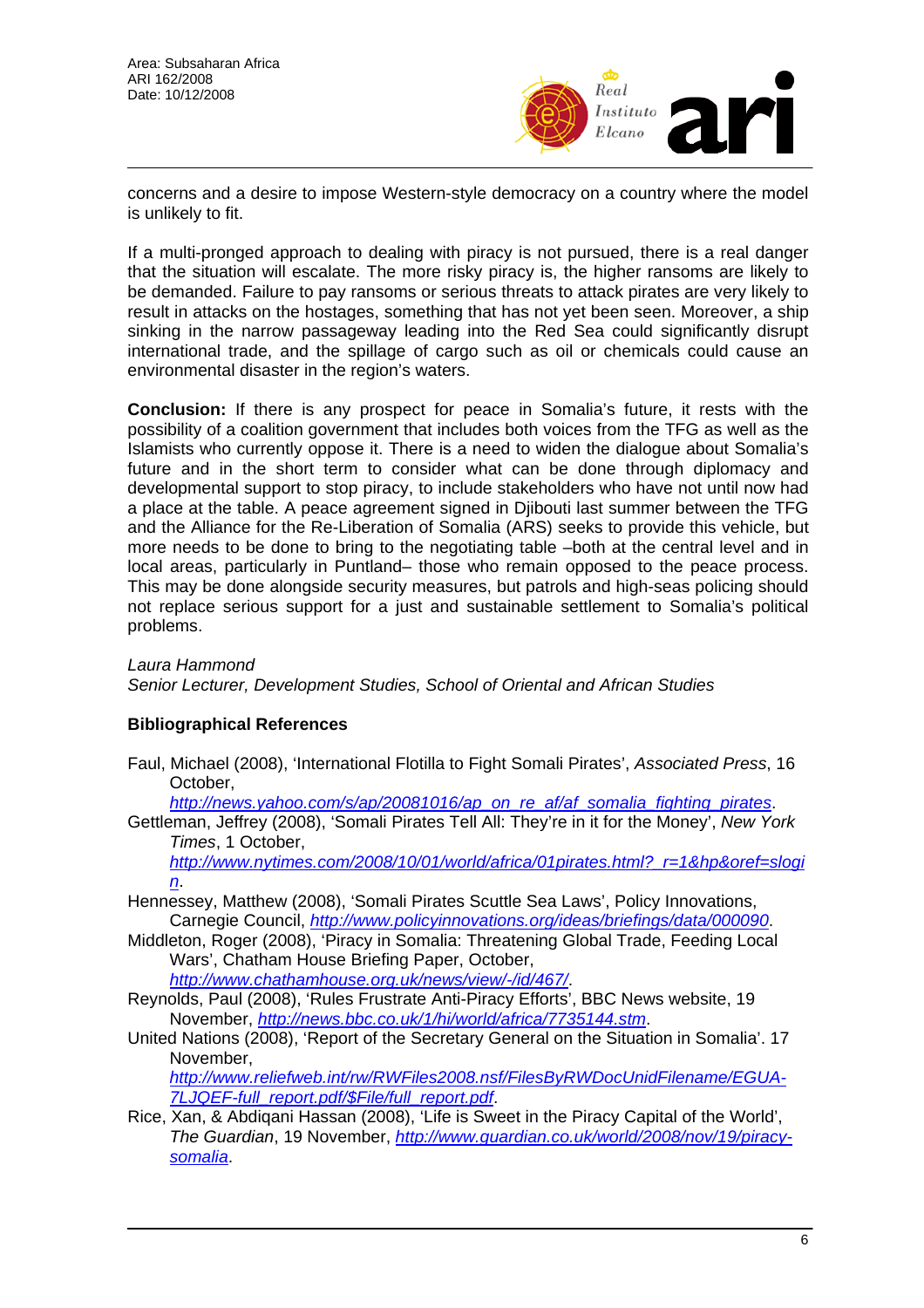concerns and a desire to impose Western-style democracy on a country where the model is unlikely to fit.

If a multi-pronged approach to dealing with piracy is not pursued, there is a real danger that the situation will escalate. The more risky piracy is, the higher ransoms are likely to be demanded. Failure to pay ransoms or serious threats to attack pirates are very likely to result in attacks on the hostages, something that has not yet been seen. Moreover, a ship sinking in the narrow passageway leading into the Red Sea could significantly disrupt international trade, and the spillage of cargo such as oil or chemicals could cause an environmental disaster in the region's waters.

**Conclusion:** If there is any prospect for peace in Somalia's future, it rests with the possibility of a coalition government that includes both voices from the TFG as well as the Islamists who currently oppose it. There is a need to widen the dialogue about Somalia's future and in the short term to consider what can be done through diplomacy and developmental support to stop piracy, to include stakeholders who have not until now had a place at the table. A peace agreement signed in Djibouti last summer between the TFG and the Alliance for the Re-Liberation of Somalia (ARS) seeks to provide this vehicle, but more needs to be done to bring to the negotiating table –both at the central level and in local areas, particularly in Puntland– those who remain opposed to the peace process. This may be done alongside security measures, but patrols and high-seas policing should not replace serious support for a just and sustainable settlement to Somalia's political problems.

*Laura Hammond*
*Senior Lecturer, Development Studies, School of Oriental and African Studies*

**Bibliographical References**

Faul, Michael (2008), 'International Flotilla to Fight Somali Pirates', *Associated Press*, 16 October, http://news.yahoo.com/s/ap/20081016/ap_on_re_af/af_somalia_fighting_pirates.

Gettleman, Jeffrey (2008), 'Somali Pirates Tell All: They're in it for the Money', *New York Times*, 1 October, http://www.nytimes.com/2008/10/01/world/africa/01pirates.html?_r=1&hp&oref=slogin.

Hennessey, Matthew (2008), 'Somali Pirates Scuttle Sea Laws', Policy Innovations, Carnegie Council, http://www.policyinnovations.org/ideas/briefings/data/000090.

Middleton, Roger (2008), 'Piracy in Somalia: Threatening Global Trade, Feeding Local Wars', Chatham House Briefing Paper, October, http://www.chathamhouse.org.uk/news/view/-/id/467/.

Reynolds, Paul (2008), 'Rules Frustrate Anti-Piracy Efforts', BBC News website, 19 November, http://news.bbc.co.uk/1/hi/world/africa/7735144.stm.

United Nations (2008), 'Report of the Secretary General on the Situation in Somalia'. 17 November, http://www.reliefweb.int/rw/RWFiles2008.nsf/FilesByRWDocUnidFilename/EGUA-7LJQEF-full_report.pdf/$File/full_report.pdf.

Rice, Xan, & Abdiqani Hassan (2008), 'Life is Sweet in the Piracy Capital of the World', *The Guardian*, 19 November, http://www.guardian.co.uk/world/2008/nov/19/piracy-somalia.